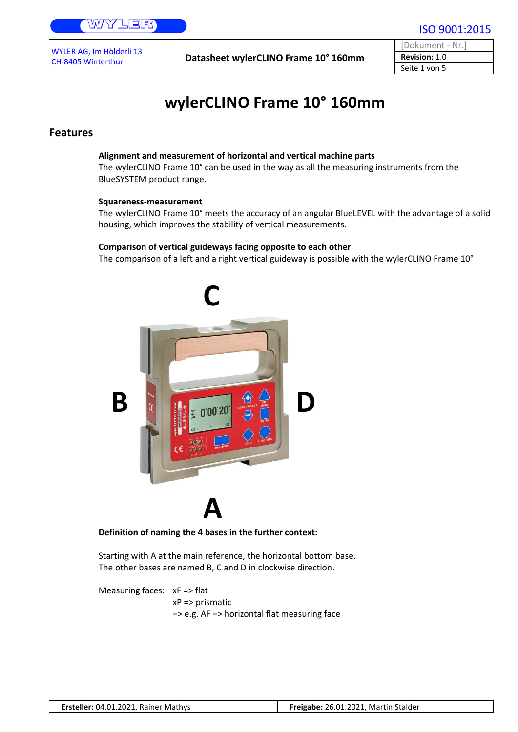# wylerCLINO Frame 10° 160mm

## Features

**Alignment and measurement of horizontal and vertical machine parts**
The wylerCLINO Frame 10° can be used in the way as all the measuring instruments from the BlueSYSTEM product range.

**Squareness-measurement**
The wylerCLINO Frame 10° meets the accuracy of an angular BlueLEVEL with the advantage of a solid housing, which improves the stability of vertical measurements.

**Comparison of vertical guideways facing opposite to each other**
The comparison of a left and a right vertical guideway is possible with the wylerCLINO Frame 10°

**Definition of naming the 4 bases in the further context:**

Starting with A at the main reference, the horizontal bottom base.
The other bases are named B, C and D in clockwise direction.

Measuring faces: xF => flat
xP => prismatic
=> e.g. AF => horizontal flat measuring face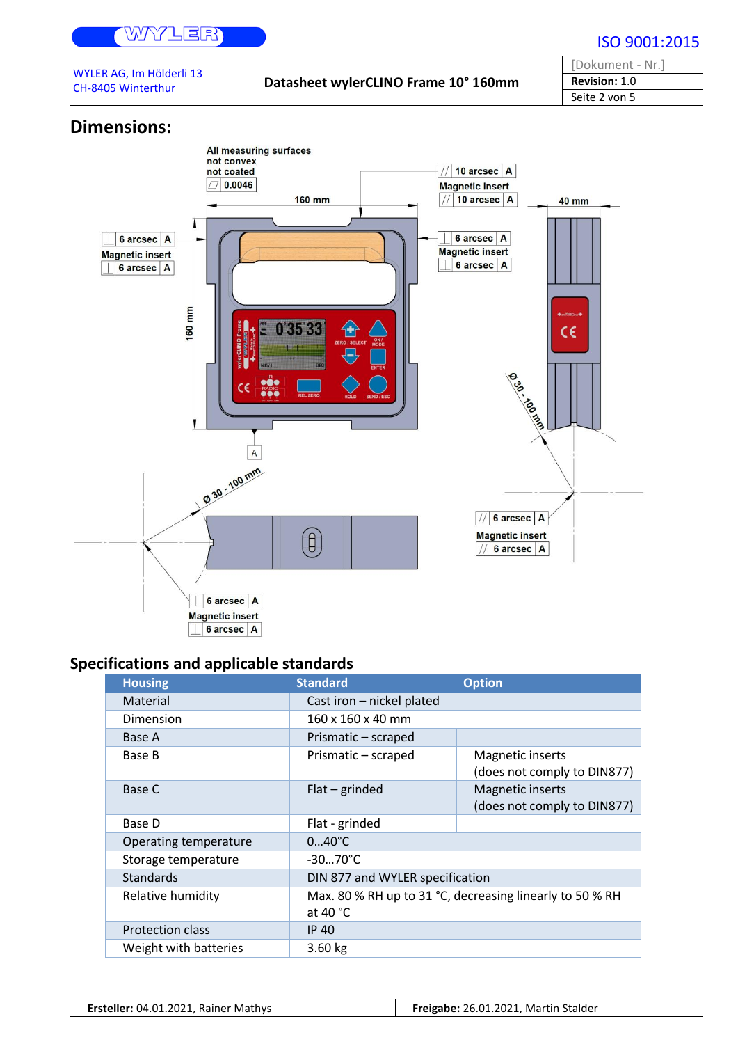## Dimensions:

All measuring surfaces not convex not coated

⏥ 0.0046

160 mm

// 10 arcsec | A

Magnetic insert

// 10 arcsec | A

40 mm

⊥ 6 arcsec | A

Magnetic insert

⊥ 6 arcsec | A

⊥ 6 arcsec | A

Magnetic insert

⊥ 6 arcsec | A

160 mm

A

Ø 30 - 100 mm

Ø 30 - 100 mm

// 6 arcsec | A

Magnetic insert

// 6 arcsec | A

⊥ 6 arcsec | A

Magnetic insert

⊥ 6 arcsec | A

## Specifications and applicable standards

| Housing | Standard | Option |
|---|---|---|
| Material | Cast iron – nickel plated | |
| Dimension | 160 x 160 x 40 mm | |
| Base A | Prismatic – scraped | |
| Base B | Prismatic – scraped | Magnetic inserts (does not comply to DIN877) |
| Base C | Flat – grinded | Magnetic inserts (does not comply to DIN877) |
| Base D | Flat - grinded | |
| Operating temperature | 0…40°C | |
| Storage temperature | -30…70°C | |
| Standards | DIN 877 and WYLER specification | |
| Relative humidity | Max. 80 % RH up to 31 °C, decreasing linearly to 50 % RH at 40 °C | |
| Protection class | IP 40 | |
| Weight with batteries | 3.60 kg | |

| **Ersteller:** 04.01.2021, Rainer Mathys | **Freigabe:** 26.01.2021, Martin Stalder |
|---|---|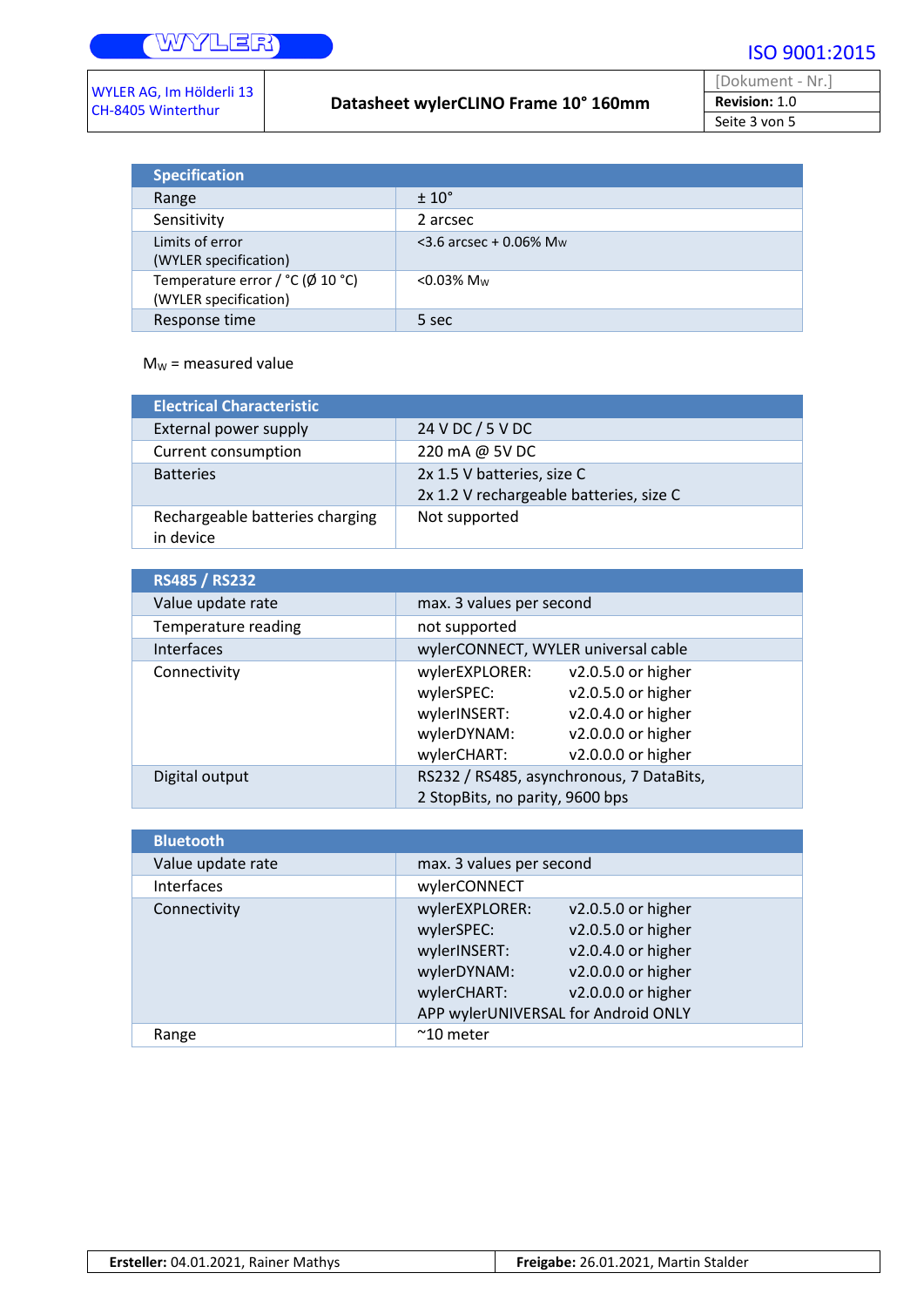| Specification | |
|---|---|
| Range | ± 10° |
| Sensitivity | 2 arcsec |
| Limits of error (WYLER specification) | <3.6 arcsec + 0.06% $M_W$ |
| Temperature error / °C (Ø 10 °C) (WYLER specification) | <0.03% $M_W$ |
| Response time | 5 sec |

$M_W$ = measured value

| Electrical Characteristic | |
|---|---|
| External power supply | 24 V DC / 5 V DC |
| Current consumption | 220 mA @ 5V DC |
| Batteries | 2x 1.5 V batteries, size C<br>2x 1.2 V rechargeable batteries, size C |
| Rechargeable batteries charging in device | Not supported |

| RS485 / RS232 | |
|---|---|
| Value update rate | max. 3 values per second |
| Temperature reading | not supported |
| Interfaces | wylerCONNECT, WYLER universal cable |
| Connectivity | wylerEXPLORER: v2.0.5.0 or higher<br>wylerSPEC: v2.0.5.0 or higher<br>wylerINSERT: v2.0.4.0 or higher<br>wylerDYNAM: v2.0.0.0 or higher<br>wylerCHART: v2.0.0.0 or higher |
| Digital output | RS232 / RS485, asynchronous, 7 DataBits, 2 StopBits, no parity, 9600 bps |

| Bluetooth | |
|---|---|
| Value update rate | max. 3 values per second |
| Interfaces | wylerCONNECT |
| Connectivity | wylerEXPLORER: v2.0.5.0 or higher<br>wylerSPEC: v2.0.5.0 or higher<br>wylerINSERT: v2.0.4.0 or higher<br>wylerDYNAM: v2.0.0.0 or higher<br>wylerCHART: v2.0.0.0 or higher<br>APP wylerUNIVERSAL for Android ONLY |
| Range | ~10 meter |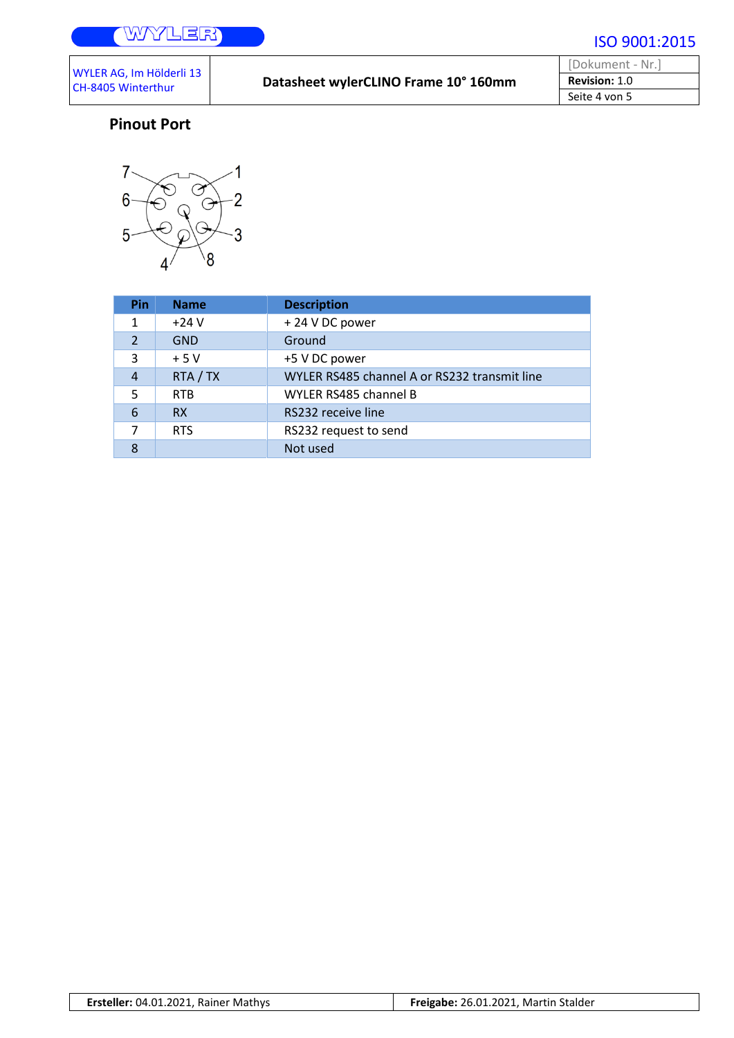## Pinout Port

| Pin | Name | Description |
| --- | --- | --- |
| 1 | +24 V | + 24 V DC power |
| 2 | GND | Ground |
| 3 | + 5 V | +5 V DC power |
| 4 | RTA / TX | WYLER RS485 channel A or RS232 transmit line |
| 5 | RTB | WYLER RS485 channel B |
| 6 | RX | RS232 receive line |
| 7 | RTS | RS232 request to send |
| 8 | | Not used |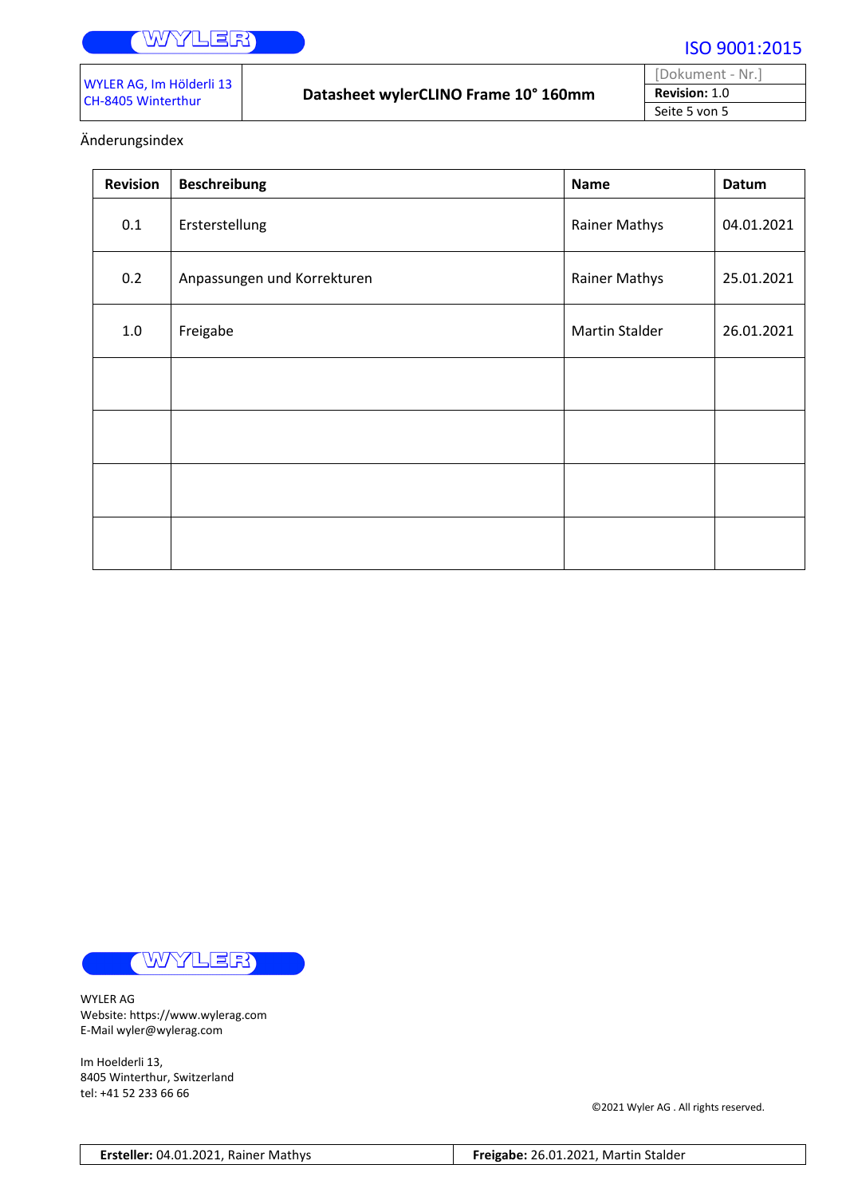Änderungsindex

| Revision | Beschreibung | Name | Datum |
|---|---|---|---|
| 0.1 | Ersterstellung | Rainer Mathys | 04.01.2021 |
| 0.2 | Anpassungen und Korrekturen | Rainer Mathys | 25.01.2021 |
| 1.0 | Freigabe | Martin Stalder | 26.01.2021 |
| | | | |
| | | | |
| | | | |
| | | | |

WYLER AG
Website: https://www.wylerag.com
E-Mail wyler@wylerag.com

Im Hoelderli 13,
8405 Winterthur, Switzerland
tel: +41 52 233 66 66

©2021 Wyler AG . All rights reserved.